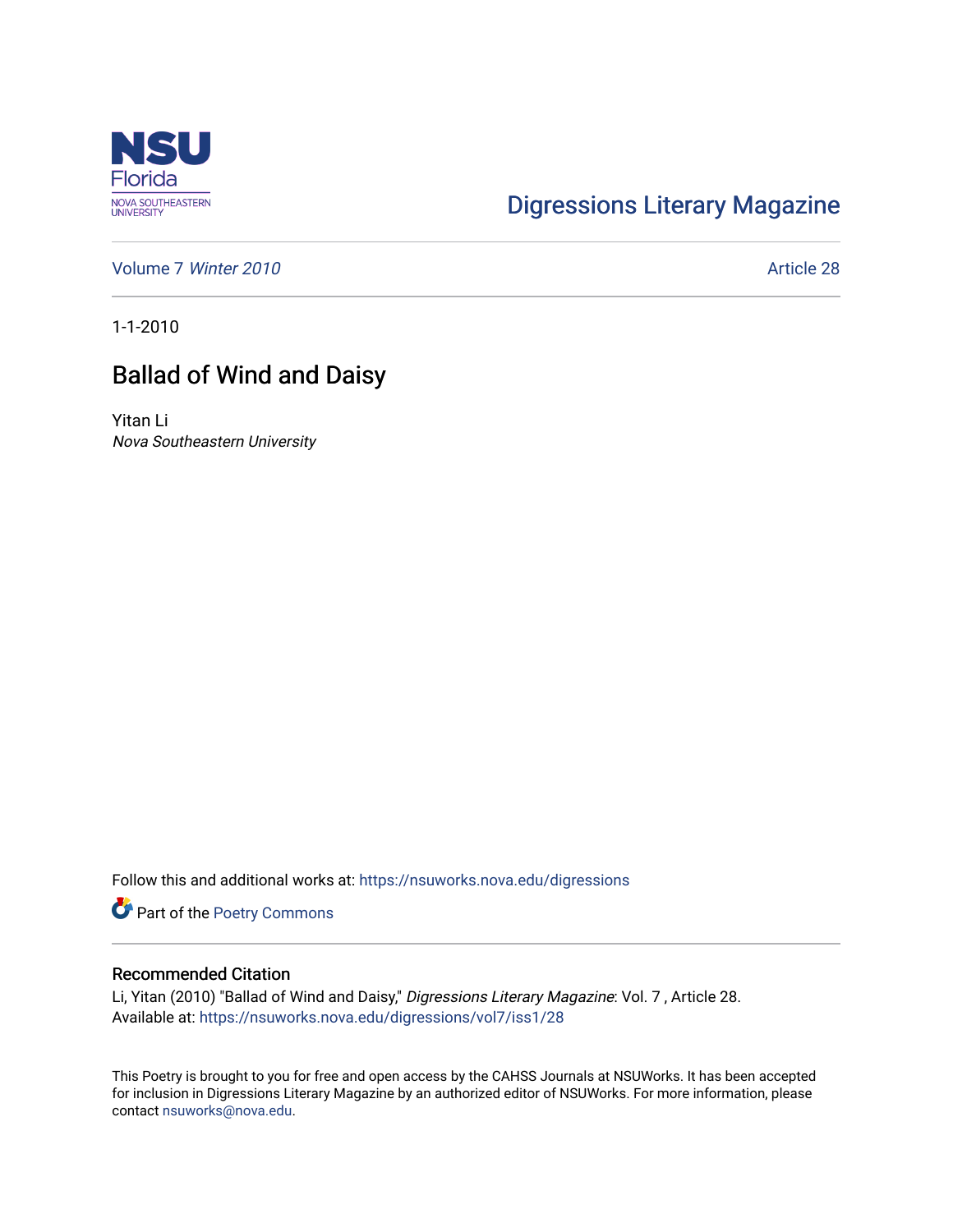NSU Florida
NOVA SOUTHEASTERN UNIVERSITY

Digressions Literary Magazine

Volume 7 *Winter 2010* Article 28

1-1-2010

# Ballad of Wind and Daisy

Yitan Li
*Nova Southeastern University*

Follow this and additional works at: https://nsuworks.nova.edu/digressions

Part of the Poetry Commons

## Recommended Citation

Li, Yitan (2010) "Ballad of Wind and Daisy," *Digressions Literary Magazine*: Vol. 7 , Article 28.
Available at: https://nsuworks.nova.edu/digressions/vol7/iss1/28

This Poetry is brought to you for free and open access by the CAHSS Journals at NSUWorks. It has been accepted for inclusion in Digressions Literary Magazine by an authorized editor of NSUWorks. For more information, please contact nsuworks@nova.edu.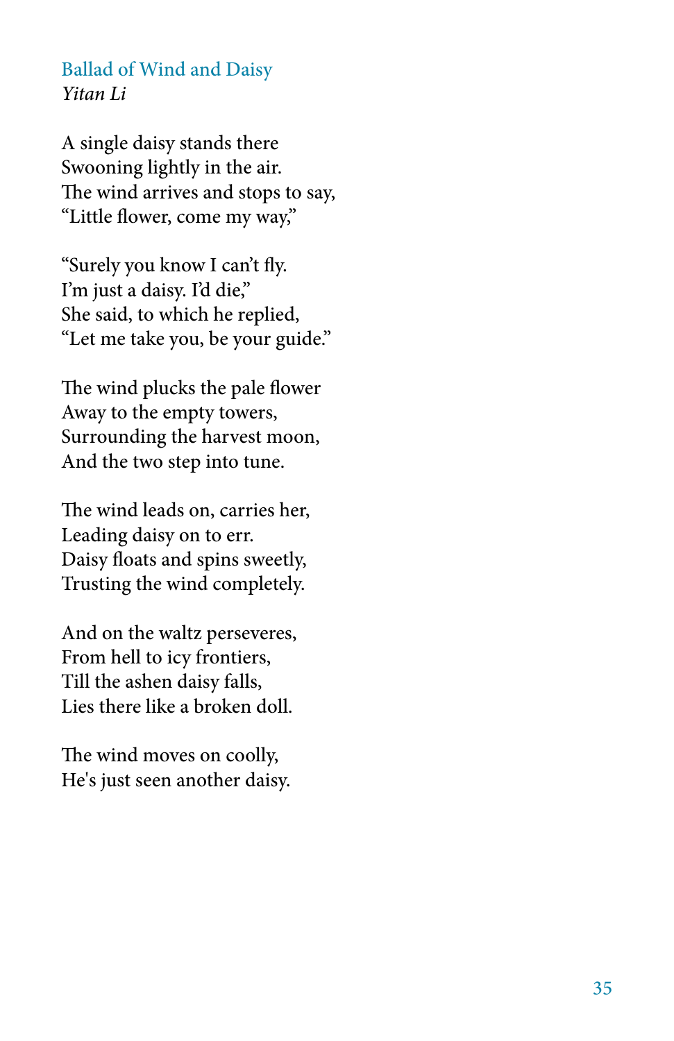## Ballad of Wind and Daisy

*Yitan Li*

A single daisy stands there  
Swooning lightly in the air.  
The wind arrives and stops to say,  
"Little flower, come my way,"

"Surely you know I can't fly.  
I'm just a daisy. I'd die,"  
She said, to which he replied,  
"Let me take you, be your guide."

The wind plucks the pale flower  
Away to the empty towers,  
Surrounding the harvest moon,  
And the two step into tune.

The wind leads on, carries her,  
Leading daisy on to err.  
Daisy floats and spins sweetly,  
Trusting the wind completely.

And on the waltz perseveres,  
From hell to icy frontiers,  
Till the ashen daisy falls,  
Lies there like a broken doll.

The wind moves on coolly,  
He's just seen another daisy.